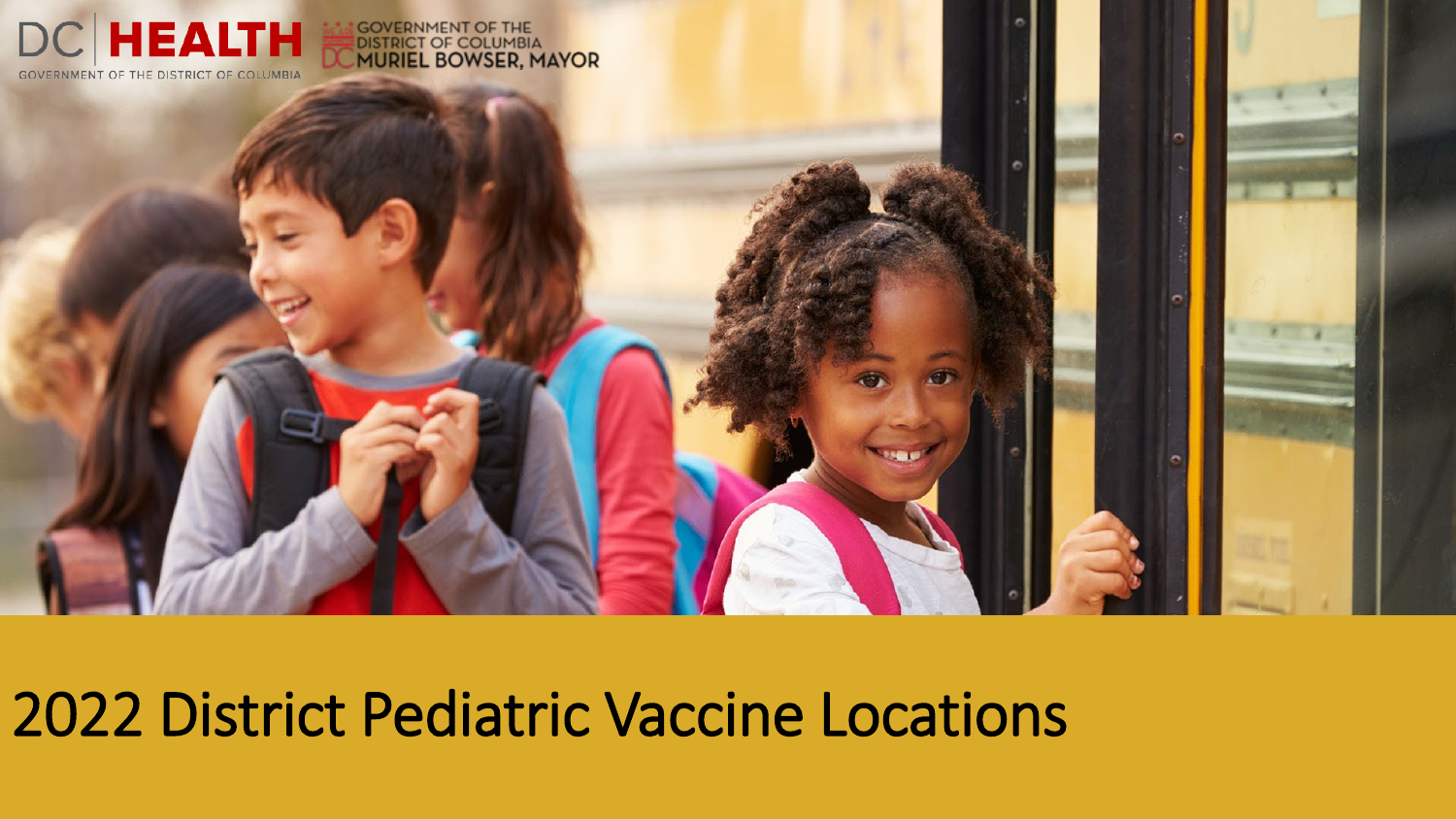DC HEALTH
GOVERNMENT OF THE DISTRICT OF COLUMBIA

GOVERNMENT OF THE DISTRICT OF COLUMBIA
DC MURIEL BOWSER, MAYOR

# 2022 District Pediatric Vaccine Locations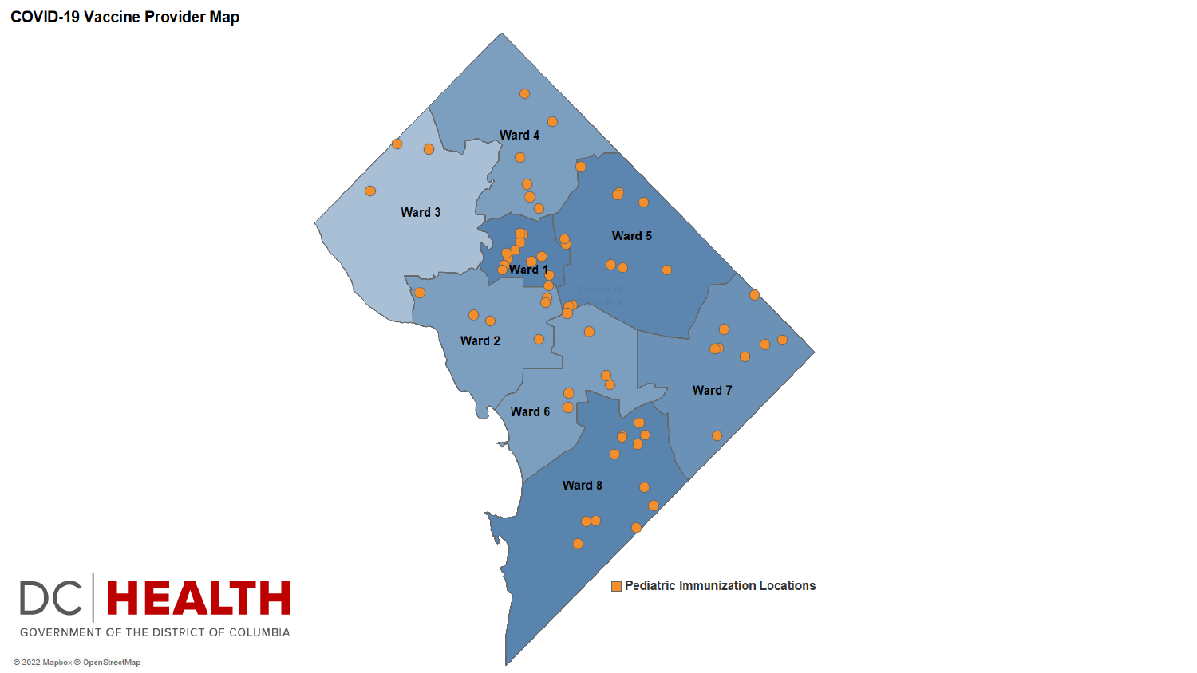# COVID-19 Vaccine Provider Map

Ward 1

Ward 2

Ward 3

Ward 4

Ward 5

Ward 6

Ward 7

Ward 8

Pediatric Immunization Locations

DC | HEALTH

GOVERNMENT OF THE DISTRICT OF COLUMBIA

© 2022 Mapbox © OpenStreetMap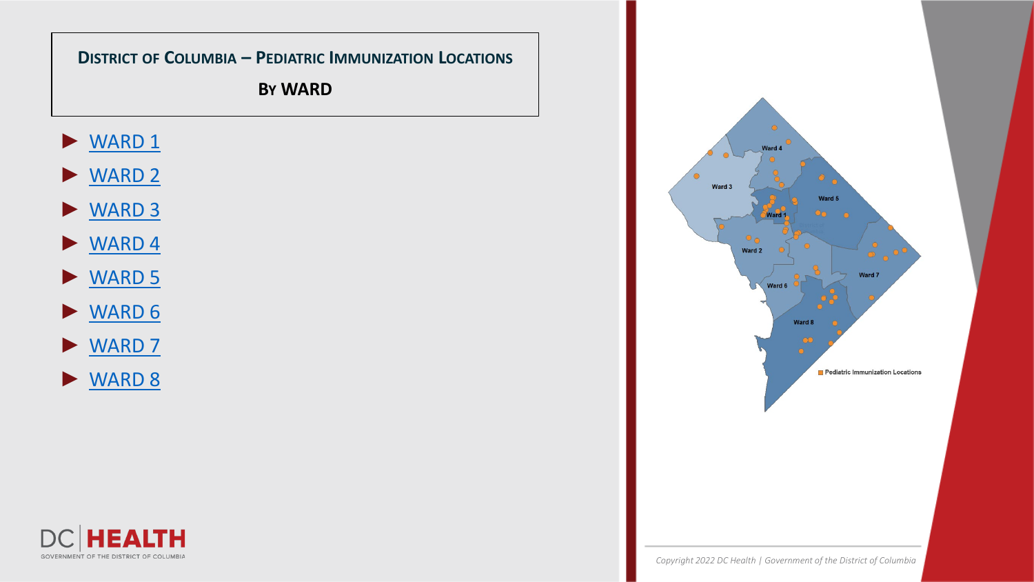# District of Columbia – Pediatric Immunization Locations

## By WARD

- WARD 1
- WARD 2
- WARD 3
- WARD 4
- WARD 5
- WARD 6
- WARD 7
- WARD 8

Ward 4

Ward 3

Ward 5

Ward 1

Ward 2

Ward 7

Ward 6

Ward 8

Pediatric Immunization Locations

*Copyright 2022 DC Health | Government of the District of Columbia*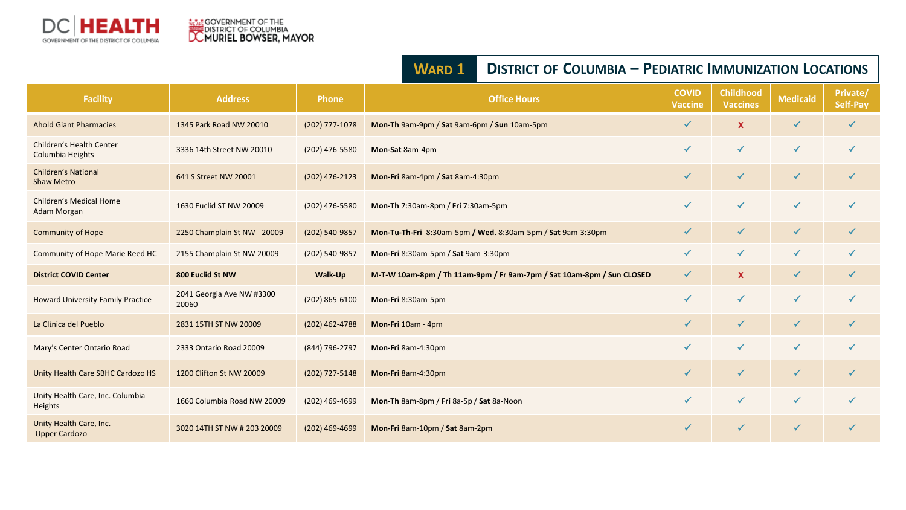## Ward 1 — District of Columbia – Pediatric Immunization Locations

| Facility | Address | Phone | Office Hours | COVID Vaccine | Childhood Vaccines | Medicaid | Private/ Self-Pay |
|---|---|---|---|---|---|---|---|
| Ahold Giant Pharmacies | 1345 Park Road NW 20010 | (202) 777-1078 | **Mon-Th** 9am-9pm / **Sat** 9am-6pm / **Sun** 10am-5pm | ✓ | X | ✓ | ✓ |
| Children's Health Center Columbia Heights | 3336 14th Street NW 20010 | (202) 476-5580 | **Mon-Sat** 8am-4pm | ✓ | ✓ | ✓ | ✓ |
| Children's National Shaw Metro | 641 S Street NW 20001 | (202) 476-2123 | **Mon-Fri** 8am-4pm / **Sat** 8am-4:30pm | ✓ | ✓ | ✓ | ✓ |
| Children's Medical Home Adam Morgan | 1630 Euclid ST NW 20009 | (202) 476-5580 | **Mon-Th** 7:30am-8pm / **Fri** 7:30am-5pm | ✓ | ✓ | ✓ | ✓ |
| Community of Hope | 2250 Champlain St NW - 20009 | (202) 540-9857 | **Mon-Tu-Th-Fri** 8:30am-5pm **/ Wed.** 8:30am-5pm / **Sat** 9am-3:30pm | ✓ | ✓ | ✓ | ✓ |
| Community of Hope Marie Reed HC | 2155 Champlain St NW 20009 | (202) 540-9857 | **Mon-Fri** 8:30am-5pm / **Sat** 9am-3:30pm | ✓ | ✓ | ✓ | ✓ |
| **District COVID Center** | **800 Euclid St NW** | **Walk-Up** | **M-T-W 10am-8pm / Th 11am-9pm / Fr 9am-7pm / Sat 10am-8pm / Sun CLOSED** | ✓ | X | ✓ | ✓ |
| Howard University Family Practice | 2041 Georgia Ave NW #3300 20060 | (202) 865-6100 | **Mon-Fri** 8:30am-5pm | ✓ | ✓ | ✓ | ✓ |
| La Clínica del Pueblo | 2831 15TH ST NW 20009 | (202) 462-4788 | **Mon-Fri** 10am - 4pm | ✓ | ✓ | ✓ | ✓ |
| Mary's Center Ontario Road | 2333 Ontario Road 20009 | (844) 796-2797 | **Mon-Fri** 8am-4:30pm | ✓ | ✓ | ✓ | ✓ |
| Unity Health Care SBHC Cardozo HS | 1200 Clifton St NW 20009 | (202) 727-5148 | **Mon-Fri** 8am-4:30pm | ✓ | ✓ | ✓ | ✓ |
| Unity Health Care, Inc. Columbia Heights | 1660 Columbia Road NW 20009 | (202) 469-4699 | **Mon-Th** 8am-8pm / **Fri** 8a-5p / **Sat** 8a-Noon | ✓ | ✓ | ✓ | ✓ |
| Unity Health Care, Inc. Upper Cardozo | 3020 14TH ST NW # 203 20009 | (202) 469-4699 | **Mon-Fri** 8am-10pm / **Sat** 8am-2pm | ✓ | ✓ | ✓ | ✓ |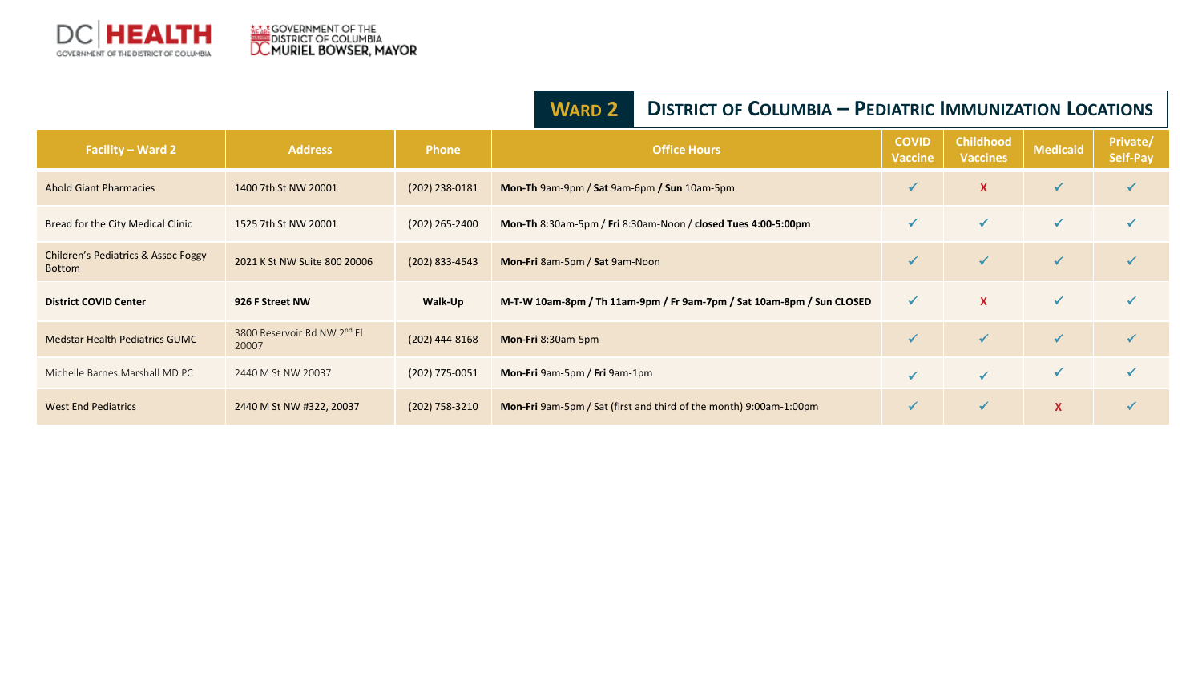## WARD 2 — DISTRICT OF COLUMBIA – PEDIATRIC IMMUNIZATION LOCATIONS

| Facility – Ward 2 | Address | Phone | Office Hours | COVID Vaccine | Childhood Vaccines | Medicaid | Private/ Self-Pay |
|---|---|---|---|---|---|---|---|
| Ahold Giant Pharmacies | 1400 7th St NW 20001 | (202) 238-0181 | **Mon-Th** 9am-9pm / **Sat** 9am-6pm **/ Sun** 10am-5pm | ✓ | X | ✓ | ✓ |
| Bread for the City Medical Clinic | 1525 7th St NW 20001 | (202) 265-2400 | **Mon-Th** 8:30am-5pm / **Fri** 8:30am-Noon / **closed Tues 4:00-5:00pm** | ✓ | ✓ | ✓ | ✓ |
| Children's Pediatrics & Assoc Foggy Bottom | 2021 K St NW Suite 800 20006 | (202) 833-4543 | **Mon-Fri** 8am-5pm / **Sat** 9am-Noon | ✓ | ✓ | ✓ | ✓ |
| **District COVID Center** | **926 F Street NW** | **Walk-Up** | **M-T-W 10am-8pm / Th 11am-9pm / Fr 9am-7pm / Sat 10am-8pm / Sun CLOSED** | ✓ | X | ✓ | ✓ |
| Medstar Health Pediatrics GUMC | 3800 Reservoir Rd NW 2nd Fl 20007 | (202) 444-8168 | **Mon-Fri** 8:30am-5pm | ✓ | ✓ | ✓ | ✓ |
| Michelle Barnes Marshall MD PC | 2440 M St NW 20037 | (202) 775-0051 | **Mon-Fri** 9am-5pm / **Fri** 9am-1pm | ✓ | ✓ | ✓ | ✓ |
| West End Pediatrics | 2440 M St NW #322, 20037 | (202) 758-3210 | **Mon-Fri** 9am-5pm / Sat (first and third of the month) 9:00am-1:00pm | ✓ | ✓ | X | ✓ |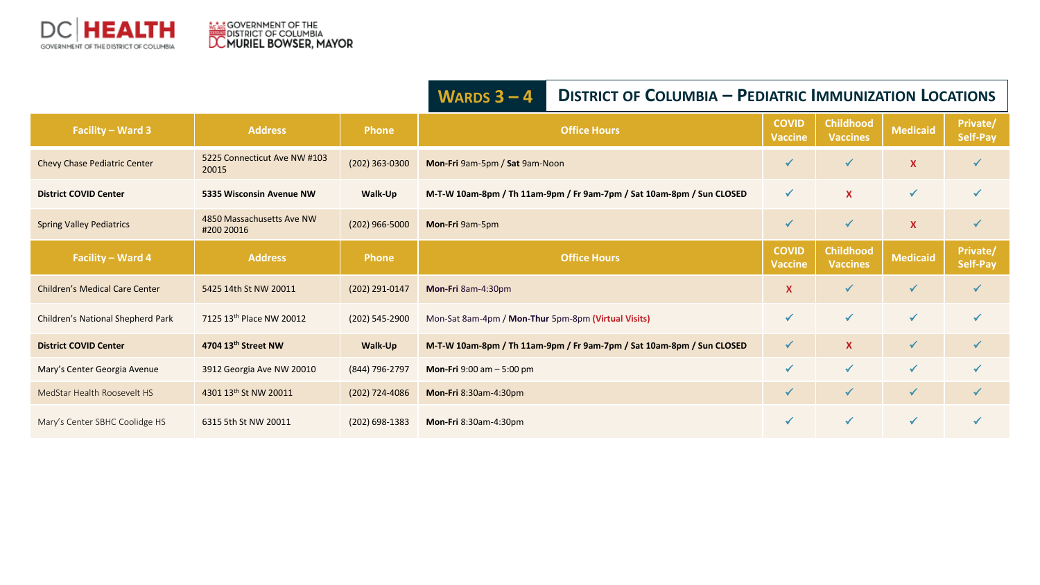# Wards 3 – 4 | District of Columbia – Pediatric Immunization Locations

| Facility – Ward 3 | Address | Phone | Office Hours | COVID Vaccine | Childhood Vaccines | Medicaid | Private/ Self-Pay |
|---|---|---|---|---|---|---|---|
| Chevy Chase Pediatric Center | 5225 Connecticut Ave NW #103 20015 | (202) 363-0300 | **Mon-Fri** 9am-5pm / **Sat** 9am-Noon | ✓ | ✓ | X | ✓ |
| **District COVID Center** | **5335 Wisconsin Avenue NW** | **Walk-Up** | **M-T-W 10am-8pm / Th 11am-9pm / Fr 9am-7pm / Sat 10am-8pm / Sun CLOSED** | ✓ | X | ✓ | ✓ |
| Spring Valley Pediatrics | 4850 Massachusetts Ave NW #200 20016 | (202) 966-5000 | **Mon-Fri** 9am-5pm | ✓ | ✓ | X | ✓ |
| **Facility – Ward 4** | **Address** | **Phone** | **Office Hours** | **COVID Vaccine** | **Childhood Vaccines** | **Medicaid** | **Private/ Self-Pay** |
| Children's Medical Care Center | 5425 14th St NW 20011 | (202) 291-0147 | **Mon-Fri** 8am-4:30pm | X | ✓ | ✓ | ✓ |
| Children's National Shepherd Park | 7125 13th Place NW 20012 | (202) 545-2900 | Mon-Sat 8am-4pm / **Mon-Thur** 5pm-8pm **(Virtual Visits)** | ✓ | ✓ | ✓ | ✓ |
| **District COVID Center** | **4704 13th Street NW** | **Walk-Up** | **M-T-W 10am-8pm / Th 11am-9pm / Fr 9am-7pm / Sat 10am-8pm / Sun CLOSED** | ✓ | X | ✓ | ✓ |
| Mary's Center Georgia Avenue | 3912 Georgia Ave NW 20010 | (844) 796-2797 | **Mon-Fri** 9:00 am – 5:00 pm | ✓ | ✓ | ✓ | ✓ |
| MedStar Health Roosevelt HS | 4301 13th St NW 20011 | (202) 724-4086 | **Mon-Fri** 8:30am-4:30pm | ✓ | ✓ | ✓ | ✓ |
| Mary's Center SBHC Coolidge HS | 6315 5th St NW 20011 | (202) 698-1383 | **Mon-Fri** 8:30am-4:30pm | ✓ | ✓ | ✓ | ✓ |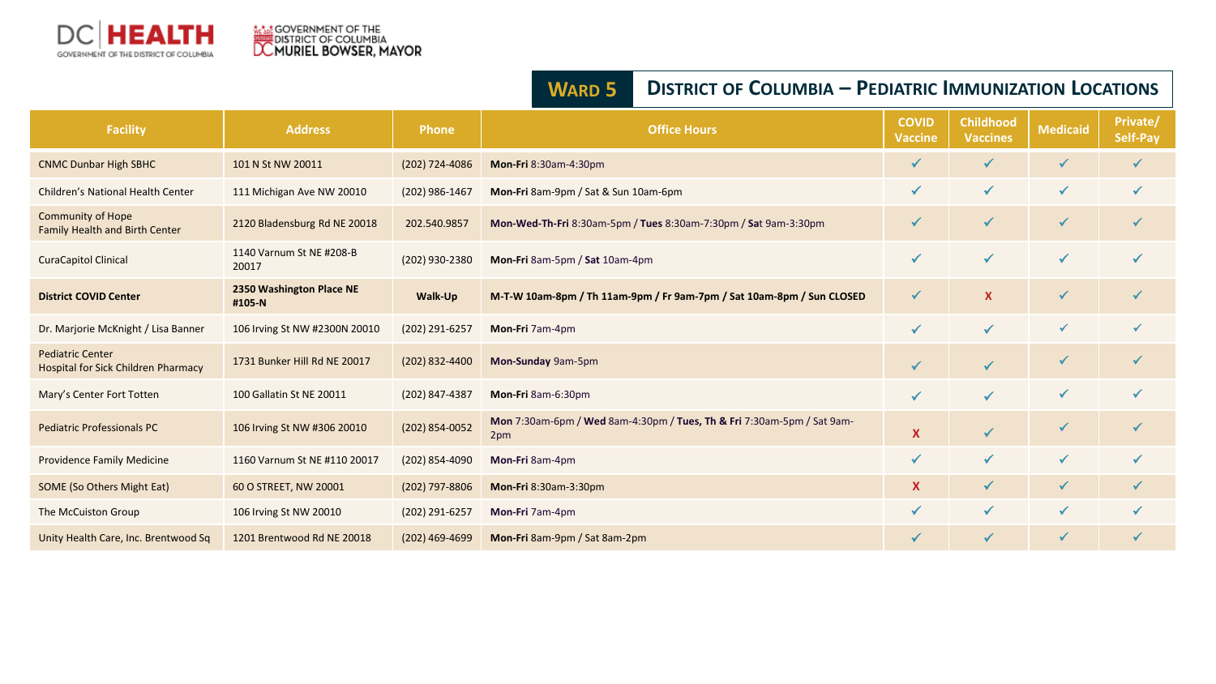## WARD 5 — DISTRICT OF COLUMBIA – PEDIATRIC IMMUNIZATION LOCATIONS

| Facility | Address | Phone | Office Hours | COVID Vaccine | Childhood Vaccines | Medicaid | Private/ Self-Pay |
|---|---|---|---|---|---|---|---|
| CNMC Dunbar High SBHC | 101 N St NW 20011 | (202) 724-4086 | **Mon-Fri** 8:30am-4:30pm | ✓ | ✓ | ✓ | ✓ |
| Children's National Health Center | 111 Michigan Ave NW 20010 | (202) 986-1467 | **Mon-Fri** 8am-9pm / Sat & Sun 10am-6pm | ✓ | ✓ | ✓ | ✓ |
| Community of Hope Family Health and Birth Center | 2120 Bladensburg Rd NE 20018 | 202.540.9857 | **Mon-Wed-Th-Fri** 8:30am-5pm / **Tues** 8:30am-7:30pm / **Sat** 9am-3:30pm | ✓ | ✓ | ✓ | ✓ |
| CuraCapitol Clinical | 1140 Varnum St NE #208-B 20017 | (202) 930-2380 | **Mon-Fri** 8am-5pm / **Sat** 10am-4pm | ✓ | ✓ | ✓ | ✓ |
| **District COVID Center** | **2350 Washington Place NE #105-N** | **Walk-Up** | **M-T-W 10am-8pm / Th 11am-9pm / Fr 9am-7pm / Sat 10am-8pm / Sun CLOSED** | ✓ | X | ✓ | ✓ |
| Dr. Marjorie McKnight / Lisa Banner | 106 Irving St NW #2300N 20010 | (202) 291-6257 | **Mon-Fri** 7am-4pm | ✓ | ✓ | ✓ | ✓ |
| Pediatric Center Hospital for Sick Children Pharmacy | 1731 Bunker Hill Rd NE 20017 | (202) 832-4400 | **Mon-Sunday** 9am-5pm | ✓ | ✓ | ✓ | ✓ |
| Mary's Center Fort Totten | 100 Gallatin St NE 20011 | (202) 847-4387 | **Mon-Fri** 8am-6:30pm | ✓ | ✓ | ✓ | ✓ |
| Pediatric Professionals PC | 106 Irving St NW #306 20010 | (202) 854-0052 | **Mon** 7:30am-6pm / **Wed** 8am-4:30pm / **Tues, Th & Fri** 7:30am-5pm / Sat 9am-2pm | X | ✓ | ✓ | ✓ |
| Providence Family Medicine | 1160 Varnum St NE #110 20017 | (202) 854-4090 | **Mon-Fri** 8am-4pm | ✓ | ✓ | ✓ | ✓ |
| SOME (So Others Might Eat) | 60 O STREET, NW 20001 | (202) 797-8806 | **Mon-Fri** 8:30am-3:30pm | X | ✓ | ✓ | ✓ |
| The McCuiston Group | 106 Irving St NW 20010 | (202) 291-6257 | **Mon-Fri** 7am-4pm | ✓ | ✓ | ✓ | ✓ |
| Unity Health Care, Inc. Brentwood Sq | 1201 Brentwood Rd NE 20018 | (202) 469-4699 | **Mon-Fri** 8am-9pm / Sat 8am-2pm | ✓ | ✓ | ✓ | ✓ |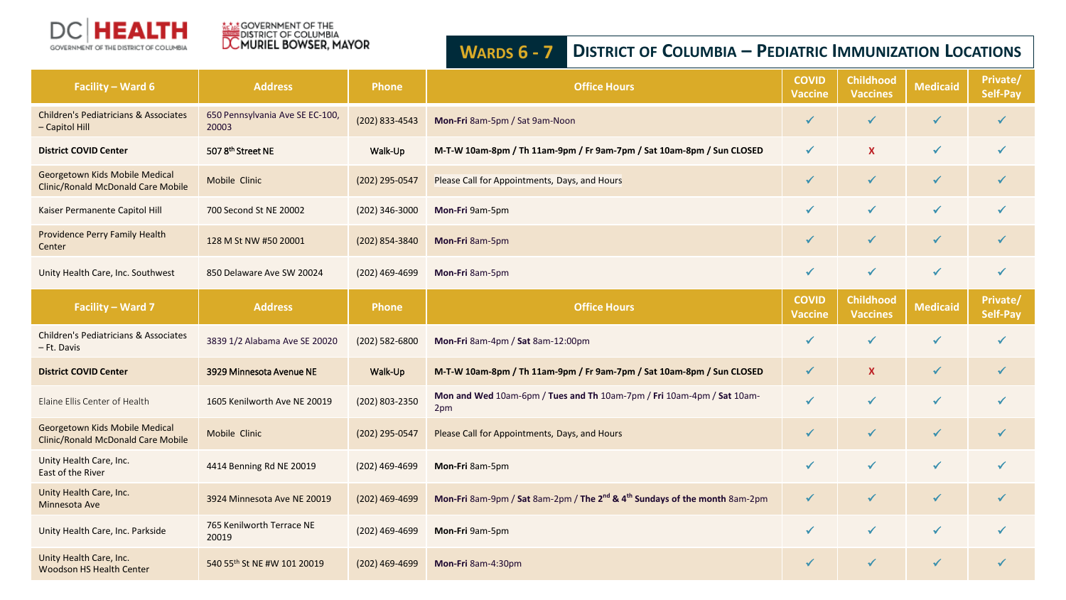# Wards 6 - 7 | District of Columbia – Pediatric Immunization Locations

| Facility – Ward 6 | Address | Phone | Office Hours | COVID Vaccine | Childhood Vaccines | Medicaid | Private/ Self-Pay |
|---|---|---|---|---|---|---|---|
| Children's Pediatricians & Associates – Capitol Hill | 650 Pennsylvania Ave SE EC-100, 20003 | (202) 833-4543 | **Mon-Fri** 8am-5pm / Sat 9am-Noon | ✓ | ✓ | ✓ | ✓ |
| **District COVID Center** | 507 8th Street NE | Walk-Up | **M-T-W 10am-8pm / Th 11am-9pm / Fr 9am-7pm / Sat 10am-8pm / Sun CLOSED** | ✓ | X | ✓ | ✓ |
| Georgetown Kids Mobile Medical Clinic/Ronald McDonald Care Mobile | Mobile Clinic | (202) 295-0547 | Please Call for Appointments, Days, and Hours | ✓ | ✓ | ✓ | ✓ |
| Kaiser Permanente Capitol Hill | 700 Second St NE 20002 | (202) 346-3000 | **Mon-Fri** 9am-5pm | ✓ | ✓ | ✓ | ✓ |
| Providence Perry Family Health Center | 128 M St NW #50 20001 | (202) 854-3840 | **Mon-Fri** 8am-5pm | ✓ | ✓ | ✓ | ✓ |
| Unity Health Care, Inc. Southwest | 850 Delaware Ave SW 20024 | (202) 469-4699 | **Mon-Fri** 8am-5pm | ✓ | ✓ | ✓ | ✓ |
| **Facility – Ward 7** | **Address** | **Phone** | **Office Hours** | **COVID Vaccine** | **Childhood Vaccines** | **Medicaid** | **Private/ Self-Pay** |
| Children's Pediatricians & Associates – Ft. Davis | 3839 1/2 Alabama Ave SE 20020 | (202) 582-6800 | **Mon-Fri** 8am-4pm / **Sat** 8am-12:00pm | ✓ | ✓ | ✓ | ✓ |
| **District COVID Center** | 3929 Minnesota Avenue NE | Walk-Up | **M-T-W 10am-8pm / Th 11am-9pm / Fr 9am-7pm / Sat 10am-8pm / Sun CLOSED** | ✓ | X | ✓ | ✓ |
| Elaine Ellis Center of Health | 1605 Kenilworth Ave NE 20019 | (202) 803-2350 | **Mon and Wed** 10am-6pm / **Tues and Th** 10am-7pm / **Fri** 10am-4pm / **Sat** 10am-2pm | ✓ | ✓ | ✓ | ✓ |
| Georgetown Kids Mobile Medical Clinic/Ronald McDonald Care Mobile | Mobile Clinic | (202) 295-0547 | Please Call for Appointments, Days, and Hours | ✓ | ✓ | ✓ | ✓ |
| Unity Health Care, Inc. East of the River | 4414 Benning Rd NE 20019 | (202) 469-4699 | **Mon-Fri** 8am-5pm | ✓ | ✓ | ✓ | ✓ |
| Unity Health Care, Inc. Minnesota Ave | 3924 Minnesota Ave NE 20019 | (202) 469-4699 | **Mon-Fri** 8am-9pm / **Sat** 8am-2pm / **The 2nd & 4th Sundays of the month** 8am-2pm | ✓ | ✓ | ✓ | ✓ |
| Unity Health Care, Inc. Parkside | 765 Kenilworth Terrace NE 20019 | (202) 469-4699 | **Mon-Fri** 9am-5pm | ✓ | ✓ | ✓ | ✓ |
| Unity Health Care, Inc. Woodson HS Health Center | 540 55th St NE #W 101 20019 | (202) 469-4699 | **Mon-Fri** 8am-4:30pm | ✓ | ✓ | ✓ | ✓ |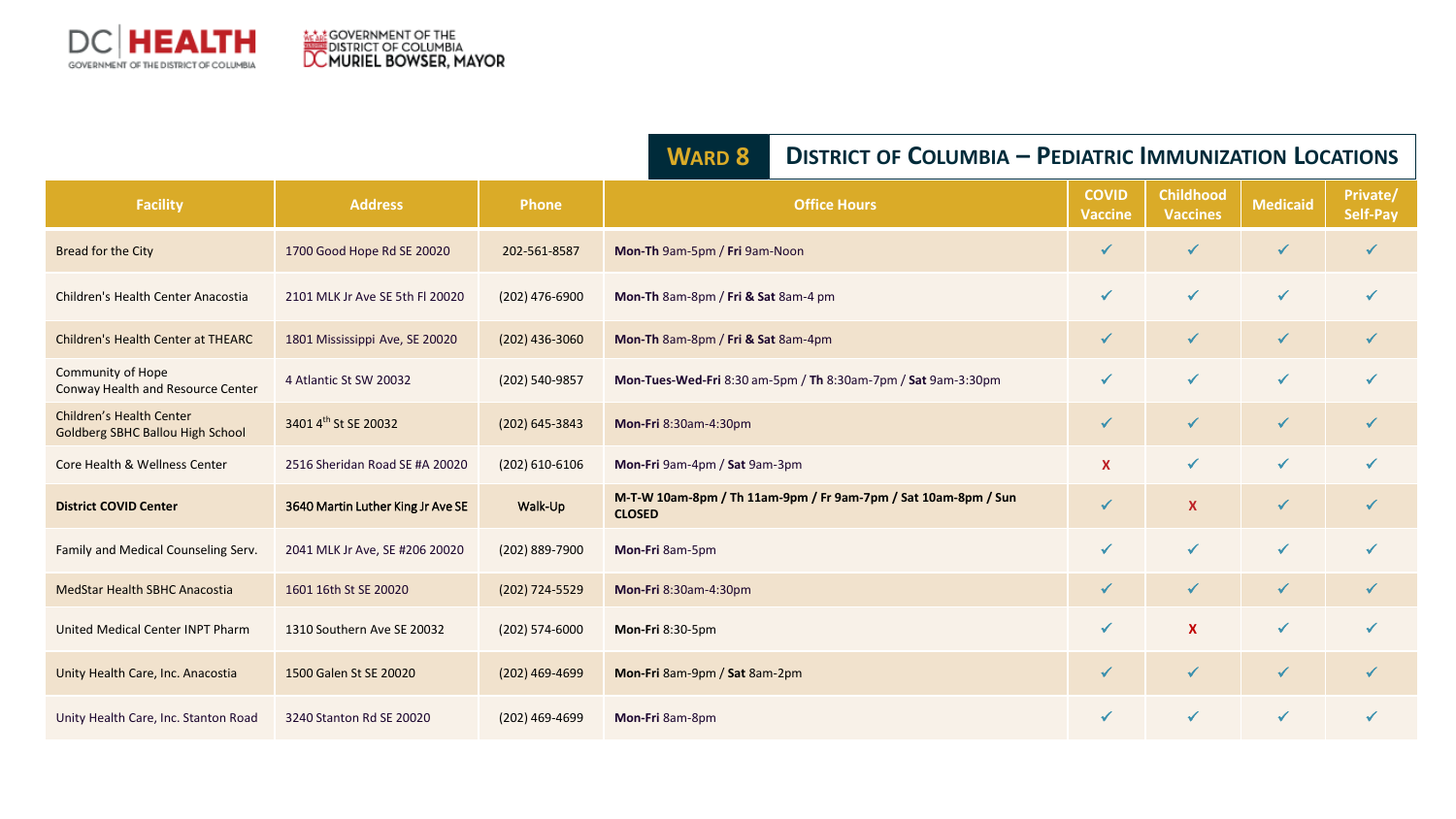DC HEALTH GOVERNMENT OF THE DISTRICT OF COLUMBIA

GOVERNMENT OF THE DISTRICT OF COLUMBIA DC MURIEL BOWSER, MAYOR

## WARD 8 DISTRICT OF COLUMBIA – PEDIATRIC IMMUNIZATION LOCATIONS

| Facility | Address | Phone | Office Hours | COVID Vaccine | Childhood Vaccines | Medicaid | Private/ Self-Pay |
|---|---|---|---|---|---|---|---|
| Bread for the City | 1700 Good Hope Rd SE 20020 | 202-561-8587 | **Mon-Th** 9am-5pm / **Fri** 9am-Noon | ✓ | ✓ | ✓ | ✓ |
| Children's Health Center Anacostia | 2101 MLK Jr Ave SE 5th Fl 20020 | (202) 476-6900 | **Mon-Th** 8am-8pm / **Fri & Sat** 8am-4 pm | ✓ | ✓ | ✓ | ✓ |
| Children's Health Center at THEARC | 1801 Mississippi Ave, SE 20020 | (202) 436-3060 | **Mon-Th** 8am-8pm / **Fri & Sat** 8am-4pm | ✓ | ✓ | ✓ | ✓ |
| Community of Hope Conway Health and Resource Center | 4 Atlantic St SW 20032 | (202) 540-9857 | **Mon-Tues-Wed-Fri** 8:30 am-5pm / **Th** 8:30am-7pm / **Sat** 9am-3:30pm | ✓ | ✓ | ✓ | ✓ |
| Children's Health Center Goldberg SBHC Ballou High School | 3401 4th St SE 20032 | (202) 645-3843 | **Mon-Fri** 8:30am-4:30pm | ✓ | ✓ | ✓ | ✓ |
| Core Health & Wellness Center | 2516 Sheridan Road SE #A 20020 | (202) 610-6106 | **Mon-Fri** 9am-4pm / **Sat** 9am-3pm | X | ✓ | ✓ | ✓ |
| **District COVID Center** | **3640 Martin Luther King Jr Ave SE** | **Walk-Up** | **M-T-W 10am-8pm / Th 11am-9pm / Fr 9am-7pm / Sat 10am-8pm / Sun CLOSED** | ✓ | X | ✓ | ✓ |
| Family and Medical Counseling Serv. | 2041 MLK Jr Ave, SE #206 20020 | (202) 889-7900 | **Mon-Fri** 8am-5pm | ✓ | ✓ | ✓ | ✓ |
| MedStar Health SBHC Anacostia | 1601 16th St SE 20020 | (202) 724-5529 | **Mon-Fri** 8:30am-4:30pm | ✓ | ✓ | ✓ | ✓ |
| United Medical Center INPT Pharm | 1310 Southern Ave SE 20032 | (202) 574-6000 | **Mon-Fri** 8:30-5pm | ✓ | X | ✓ | ✓ |
| Unity Health Care, Inc. Anacostia | 1500 Galen St SE 20020 | (202) 469-4699 | **Mon-Fri** 8am-9pm / **Sat** 8am-2pm | ✓ | ✓ | ✓ | ✓ |
| Unity Health Care, Inc. Stanton Road | 3240 Stanton Rd SE 20020 | (202) 469-4699 | **Mon-Fri** 8am-8pm | ✓ | ✓ | ✓ | ✓ |